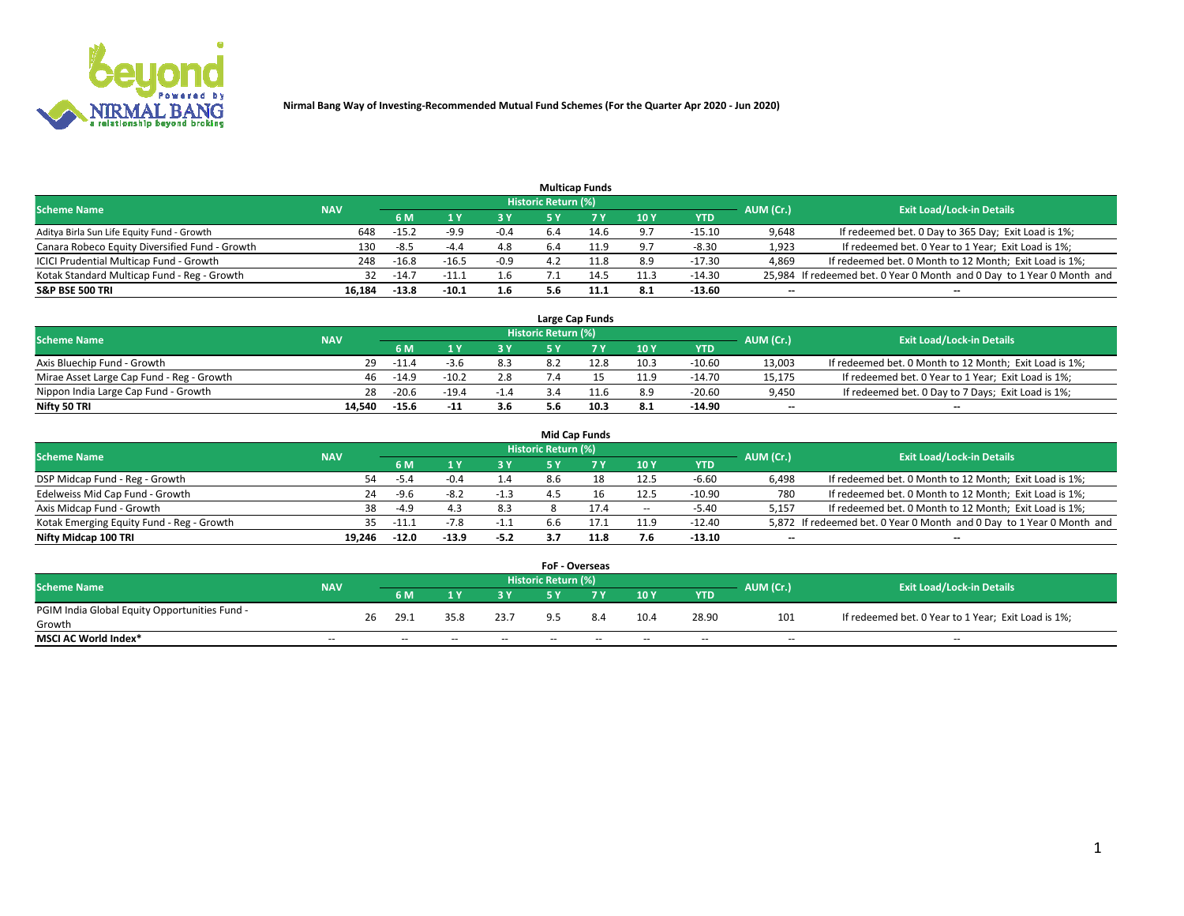**Nirmal Bang Way of Investing-Recommended Mutual Fund Schemes (For the Quarter Apr 2020 - Jun 2020)**

### Multicap Funds

| Scheme Name | NAV | Historic Return (%) | | | | | | | AUM (Cr.) | Exit Load/Lock-in Details |
|---|---|---|---|---|---|---|---|---|---|---|
| | | 6 M | 1 Y | 3 Y | 5 Y | 7 Y | 10 Y | YTD | | |
| Aditya Birla Sun Life Equity Fund - Growth | 648 | -15.2 | -9.9 | -0.4 | 6.4 | 14.6 | 9.7 | -15.10 | 9,648 | If redeemed bet. 0 Day to 365 Day; Exit Load is 1%; |
| Canara Robeco Equity Diversified Fund - Growth | 130 | -8.5 | -4.4 | 4.8 | 6.4 | 11.9 | 9.7 | -8.30 | 1,923 | If redeemed bet. 0 Year to 1 Year; Exit Load is 1%; |
| ICICI Prudential Multicap Fund - Growth | 248 | -16.8 | -16.5 | -0.9 | 4.2 | 11.8 | 8.9 | -17.30 | 4,869 | If redeemed bet. 0 Month to 12 Month; Exit Load is 1%; |
| Kotak Standard Multicap Fund - Reg - Growth | 32 | -14.7 | -11.1 | 1.6 | 7.1 | 14.5 | 11.3 | -14.30 | 25,984 | If redeemed bet. 0 Year 0 Month and 0 Day to 1 Year 0 Month and |
| **S&P BSE 500 TRI** | **16,184** | **-13.8** | **-10.1** | **1.6** | **5.6** | **11.1** | **8.1** | **-13.60** | **--** | **--** |

### Large Cap Funds

| Scheme Name | NAV | Historic Return (%) | | | | | | | AUM (Cr.) | Exit Load/Lock-in Details |
|---|---|---|---|---|---|---|---|---|---|---|
| | | 6 M | 1 Y | 3 Y | 5 Y | 7 Y | 10 Y | YTD | | |
| Axis Bluechip Fund - Growth | 29 | -11.4 | -3.6 | 8.3 | 8.2 | 12.8 | 10.3 | -10.60 | 13,003 | If redeemed bet. 0 Month to 12 Month; Exit Load is 1%; |
| Mirae Asset Large Cap Fund - Reg - Growth | 46 | -14.9 | -10.2 | 2.8 | 7.4 | 15 | 11.9 | -14.70 | 15,175 | If redeemed bet. 0 Year to 1 Year; Exit Load is 1%; |
| Nippon India Large Cap Fund - Growth | 28 | -20.6 | -19.4 | -1.4 | 3.4 | 11.6 | 8.9 | -20.60 | 9,450 | If redeemed bet. 0 Day to 7 Days; Exit Load is 1%; |
| **Nifty 50 TRI** | **14,540** | **-15.6** | **-11** | **3.6** | **5.6** | **10.3** | **8.1** | **-14.90** | **--** | **--** |

### Mid Cap Funds

| Scheme Name | NAV | Historic Return (%) | | | | | | | AUM (Cr.) | Exit Load/Lock-in Details |
|---|---|---|---|---|---|---|---|---|---|---|
| | | 6 M | 1 Y | 3 Y | 5 Y | 7 Y | 10 Y | YTD | | |
| DSP Midcap Fund - Reg - Growth | 54 | -5.4 | -0.4 | 1.4 | 8.6 | 18 | 12.5 | -6.60 | 6,498 | If redeemed bet. 0 Month to 12 Month; Exit Load is 1%; |
| Edelweiss Mid Cap Fund - Growth | 24 | -9.6 | -8.2 | -1.3 | 4.5 | 16 | 12.5 | -10.90 | 780 | If redeemed bet. 0 Month to 12 Month; Exit Load is 1%; |
| Axis Midcap Fund - Growth | 38 | -4.9 | 4.3 | 8.3 | 8 | 17.4 | -- | -5.40 | 5,157 | If redeemed bet. 0 Month to 12 Month; Exit Load is 1%; |
| Kotak Emerging Equity Fund - Reg - Growth | 35 | -11.1 | -7.8 | -1.1 | 6.6 | 17.1 | 11.9 | -12.40 | 5,872 | If redeemed bet. 0 Year 0 Month and 0 Day to 1 Year 0 Month and |
| **Nifty Midcap 100 TRI** | **19,246** | **-12.0** | **-13.9** | **-5.2** | **3.7** | **11.8** | **7.6** | **-13.10** | **--** | **--** |

### FoF - Overseas

| Scheme Name | NAV | Historic Return (%) | | | | | | | AUM (Cr.) | Exit Load/Lock-in Details |
|---|---|---|---|---|---|---|---|---|---|---|
| | | 6 M | 1 Y | 3 Y | 5 Y | 7 Y | 10 Y | YTD | | |
| PGIM India Global Equity Opportunities Fund - Growth | 26 | 29.1 | 35.8 | 23.7 | 9.5 | 8.4 | 10.4 | 28.90 | 101 | If redeemed bet. 0 Year to 1 Year; Exit Load is 1%; |
| **MSCI AC World Index*** | -- | -- | -- | -- | -- | -- | -- | -- | -- | -- |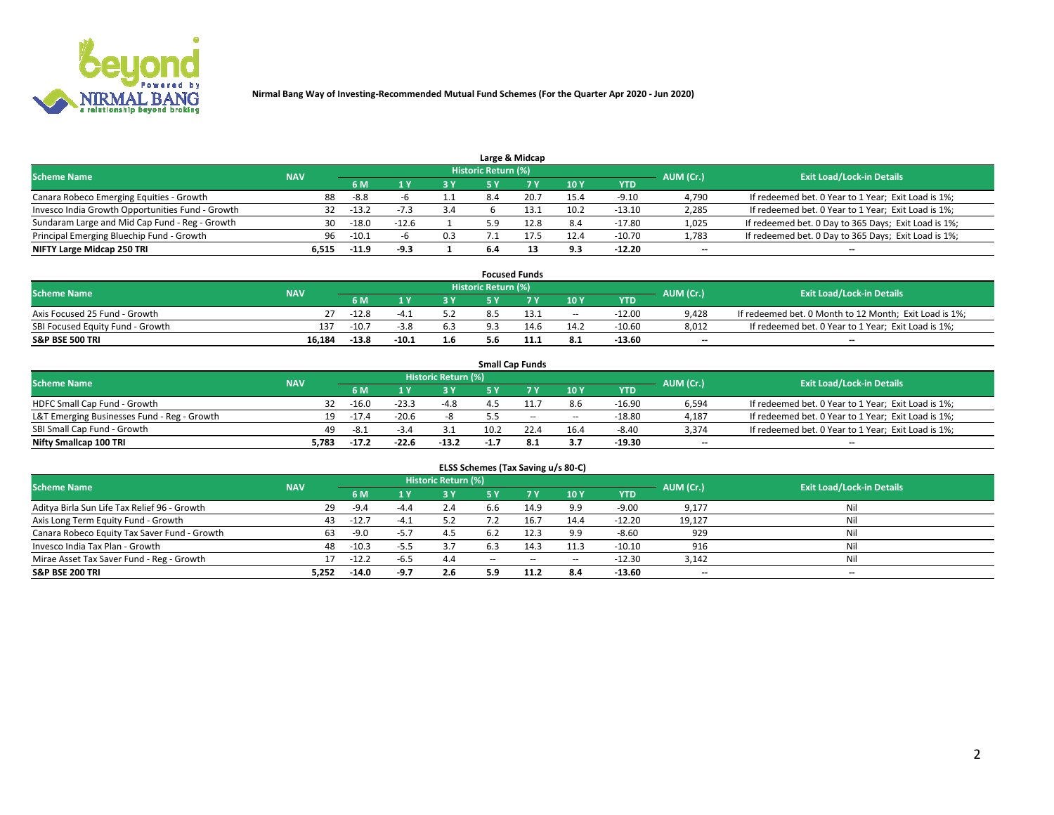Nirmal Bang Way of Investing-Recommended Mutual Fund Schemes (For the Quarter Apr 2020 - Jun 2020)

## Large & Midcap

| Scheme Name | NAV | Historic Return (%) | | | | | | | AUM (Cr.) | Exit Load/Lock-in Details |
|---|---|---|---|---|---|---|---|---|---|---|
| | | 6 M | 1 Y | 3 Y | 5 Y | 7 Y | 10 Y | YTD | | |
| Canara Robeco Emerging Equities - Growth | 88 | -8.8 | -6 | 1.1 | 8.4 | 20.7 | 15.4 | -9.10 | 4,790 | If redeemed bet. 0 Year to 1 Year; Exit Load is 1%; |
| Invesco India Growth Opportunities Fund - Growth | 32 | -13.2 | -7.3 | 3.4 | 6 | 13.1 | 10.2 | -13.10 | 2,285 | If redeemed bet. 0 Year to 1 Year; Exit Load is 1%; |
| Sundaram Large and Mid Cap Fund - Reg - Growth | 30 | -18.0 | -12.6 | 1 | 5.9 | 12.8 | 8.4 | -17.80 | 1,025 | If redeemed bet. 0 Day to 365 Days; Exit Load is 1%; |
| Principal Emerging Bluechip Fund - Growth | 96 | -10.1 | -6 | 0.3 | 7.1 | 17.5 | 12.4 | -10.70 | 1,783 | If redeemed bet. 0 Day to 365 Days; Exit Load is 1%; |
| **NIFTY Large Midcap 250 TRI** | **6,515** | **-11.9** | **-9.3** | **1** | **6.4** | **13** | **9.3** | **-12.20** | -- | -- |

## Focused Funds

| Scheme Name | NAV | Historic Return (%) | | | | | | | AUM (Cr.) | Exit Load/Lock-in Details |
|---|---|---|---|---|---|---|---|---|---|---|
| | | 6 M | 1 Y | 3 Y | 5 Y | 7 Y | 10 Y | YTD | | |
| Axis Focused 25 Fund - Growth | 27 | -12.8 | -4.1 | 5.2 | 8.5 | 13.1 | -- | -12.00 | 9,428 | If redeemed bet. 0 Month to 12 Month; Exit Load is 1%; |
| SBI Focused Equity Fund - Growth | 137 | -10.7 | -3.8 | 6.3 | 9.3 | 14.6 | 14.2 | -10.60 | 8,012 | If redeemed bet. 0 Year to 1 Year; Exit Load is 1%; |
| **S&P BSE 500 TRI** | **16,184** | **-13.8** | **-10.1** | **1.6** | **5.6** | **11.1** | **8.1** | **-13.60** | -- | -- |

## Small Cap Funds

| Scheme Name | NAV | Historic Return (%) | | | | | | | AUM (Cr.) | Exit Load/Lock-in Details |
|---|---|---|---|---|---|---|---|---|---|---|
| | | 6 M | 1 Y | 3 Y | 5 Y | 7 Y | 10 Y | YTD | | |
| HDFC Small Cap Fund - Growth | 32 | -16.0 | -23.3 | -4.8 | 4.5 | 11.7 | 8.6 | -16.90 | 6,594 | If redeemed bet. 0 Year to 1 Year; Exit Load is 1%; |
| L&T Emerging Businesses Fund - Reg - Growth | 19 | -17.4 | -20.6 | -8 | 5.5 | -- | -- | -18.80 | 4,187 | If redeemed bet. 0 Year to 1 Year; Exit Load is 1%; |
| SBI Small Cap Fund - Growth | 49 | -8.1 | -3.4 | 3.1 | 10.2 | 22.4 | 16.4 | -8.40 | 3,374 | If redeemed bet. 0 Year to 1 Year; Exit Load is 1%; |
| **Nifty Smallcap 100 TRI** | **5,783** | **-17.2** | **-22.6** | **-13.2** | **-1.7** | **8.1** | **3.7** | **-19.30** | -- | -- |

## ELSS Schemes (Tax Saving u/s 80-C)

| Scheme Name | NAV | Historic Return (%) | | | | | | | AUM (Cr.) | Exit Load/Lock-in Details |
|---|---|---|---|---|---|---|---|---|---|---|
| | | 6 M | 1 Y | 3 Y | 5 Y | 7 Y | 10 Y | YTD | | |
| Aditya Birla Sun Life Tax Relief 96 - Growth | 29 | -9.4 | -4.4 | 2.4 | 6.6 | 14.9 | 9.9 | -9.00 | 9,177 | Nil |
| Axis Long Term Equity Fund - Growth | 43 | -12.7 | -4.1 | 5.2 | 7.2 | 16.7 | 14.4 | -12.20 | 19,127 | Nil |
| Canara Robeco Equity Tax Saver Fund - Growth | 63 | -9.0 | -5.7 | 4.5 | 6.2 | 12.3 | 9.9 | -8.60 | 929 | Nil |
| Invesco India Tax Plan - Growth | 48 | -10.3 | -5.5 | 3.7 | 6.3 | 14.3 | 11.3 | -10.10 | 916 | Nil |
| Mirae Asset Tax Saver Fund - Reg - Growth | 17 | -12.2 | -6.5 | 4.4 | -- | -- | -- | -12.30 | 3,142 | Nil |
| **S&P BSE 200 TRI** | **5,252** | **-14.0** | **-9.7** | **2.6** | **5.9** | **11.2** | **8.4** | **-13.60** | -- | -- |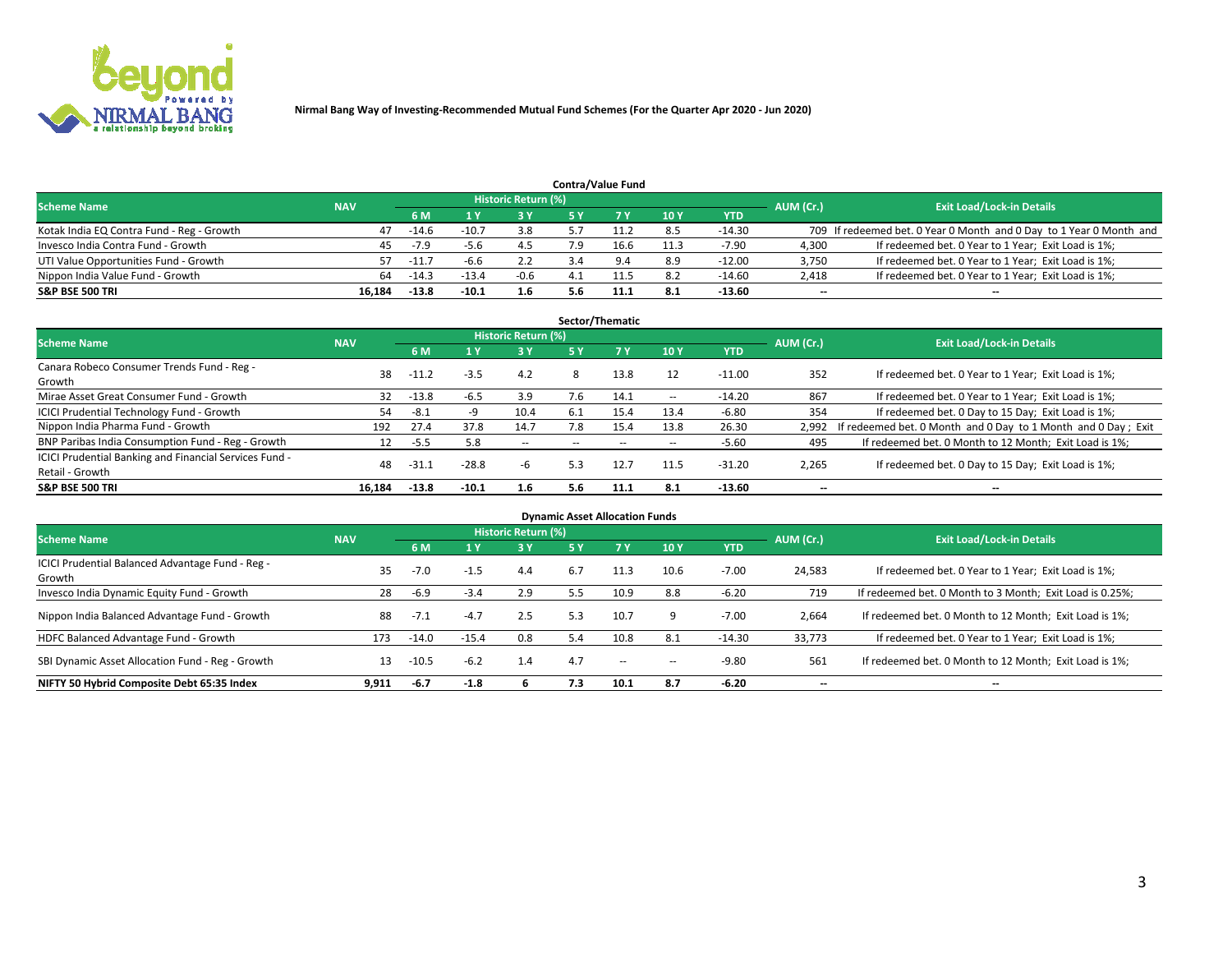Nirmal Bang Way of Investing-Recommended Mutual Fund Schemes (For the Quarter Apr 2020 - Jun 2020)

## Contra/Value Fund

| Scheme Name | NAV | Historic Return (%) | | | | | | | AUM (Cr.) | Exit Load/Lock-in Details |
|---|---|---|---|---|---|---|---|---|---|---|
| | | 6 M | 1 Y | 3 Y | 5 Y | 7 Y | 10 Y | YTD | | |
| Kotak India EQ Contra Fund - Reg - Growth | 47 | -14.6 | -10.7 | 3.8 | 5.7 | 11.2 | 8.5 | -14.30 | 709 | If redeemed bet. 0 Year 0 Month and 0 Day to 1 Year 0 Month and |
| Invesco India Contra Fund - Growth | 45 | -7.9 | -5.6 | 4.5 | 7.9 | 16.6 | 11.3 | -7.90 | 4,300 | If redeemed bet. 0 Year to 1 Year; Exit Load is 1%; |
| UTI Value Opportunities Fund - Growth | 57 | -11.7 | -6.6 | 2.2 | 3.4 | 9.4 | 8.9 | -12.00 | 3,750 | If redeemed bet. 0 Year to 1 Year; Exit Load is 1%; |
| Nippon India Value Fund - Growth | 64 | -14.3 | -13.4 | -0.6 | 4.1 | 11.5 | 8.2 | -14.60 | 2,418 | If redeemed bet. 0 Year to 1 Year; Exit Load is 1%; |
| **S&P BSE 500 TRI** | **16,184** | **-13.8** | **-10.1** | **1.6** | **5.6** | **11.1** | **8.1** | **-13.60** | -- | -- |

## Sector/Thematic

| Scheme Name | NAV | Historic Return (%) | | | | | | | AUM (Cr.) | Exit Load/Lock-in Details |
|---|---|---|---|---|---|---|---|---|---|---|
| | | 6 M | 1 Y | 3 Y | 5 Y | 7 Y | 10 Y | YTD | | |
| Canara Robeco Consumer Trends Fund - Reg - Growth | 38 | -11.2 | -3.5 | 4.2 | 8 | 13.8 | 12 | -11.00 | 352 | If redeemed bet. 0 Year to 1 Year; Exit Load is 1%; |
| Mirae Asset Great Consumer Fund - Growth | 32 | -13.8 | -6.5 | 3.9 | 7.6 | 14.1 | -- | -14.20 | 867 | If redeemed bet. 0 Year to 1 Year; Exit Load is 1%; |
| ICICI Prudential Technology Fund - Growth | 54 | -8.1 | -9 | 10.4 | 6.1 | 15.4 | 13.4 | -6.80 | 354 | If redeemed bet. 0 Day to 15 Day; Exit Load is 1%; |
| Nippon India Pharma Fund - Growth | 192 | 27.4 | 37.8 | 14.7 | 7.8 | 15.4 | 13.8 | 26.30 | 2,992 | If redeemed bet. 0 Month and 0 Day to 1 Month and 0 Day ; Exit |
| BNP Paribas India Consumption Fund - Reg - Growth | 12 | -5.5 | 5.8 | -- | -- | -- | -- | -5.60 | 495 | If redeemed bet. 0 Month to 12 Month; Exit Load is 1%; |
| ICICI Prudential Banking and Financial Services Fund - Retail - Growth | 48 | -31.1 | -28.8 | -6 | 5.3 | 12.7 | 11.5 | -31.20 | 2,265 | If redeemed bet. 0 Day to 15 Day; Exit Load is 1%; |
| **S&P BSE 500 TRI** | **16,184** | **-13.8** | **-10.1** | **1.6** | **5.6** | **11.1** | **8.1** | **-13.60** | -- | -- |

## Dynamic Asset Allocation Funds

| Scheme Name | NAV | Historic Return (%) | | | | | | | AUM (Cr.) | Exit Load/Lock-in Details |
|---|---|---|---|---|---|---|---|---|---|---|
| | | 6 M | 1 Y | 3 Y | 5 Y | 7 Y | 10 Y | YTD | | |
| ICICI Prudential Balanced Advantage Fund - Reg - Growth | 35 | -7.0 | -1.5 | 4.4 | 6.7 | 11.3 | 10.6 | -7.00 | 24,583 | If redeemed bet. 0 Year to 1 Year; Exit Load is 1%; |
| Invesco India Dynamic Equity Fund - Growth | 28 | -6.9 | -3.4 | 2.9 | 5.5 | 10.9 | 8.8 | -6.20 | 719 | If redeemed bet. 0 Month to 3 Month; Exit Load is 0.25%; |
| Nippon India Balanced Advantage Fund - Growth | 88 | -7.1 | -4.7 | 2.5 | 5.3 | 10.7 | 9 | -7.00 | 2,664 | If redeemed bet. 0 Month to 12 Month; Exit Load is 1%; |
| HDFC Balanced Advantage Fund - Growth | 173 | -14.0 | -15.4 | 0.8 | 5.4 | 10.8 | 8.1 | -14.30 | 33,773 | If redeemed bet. 0 Year to 1 Year; Exit Load is 1%; |
| SBI Dynamic Asset Allocation Fund - Reg - Growth | 13 | -10.5 | -6.2 | 1.4 | 4.7 | -- | -- | -9.80 | 561 | If redeemed bet. 0 Month to 12 Month; Exit Load is 1%; |
| **NIFTY 50 Hybrid Composite Debt 65:35 Index** | **9,911** | **-6.7** | **-1.8** | **6** | **7.3** | **10.1** | **8.7** | **-6.20** | -- | -- |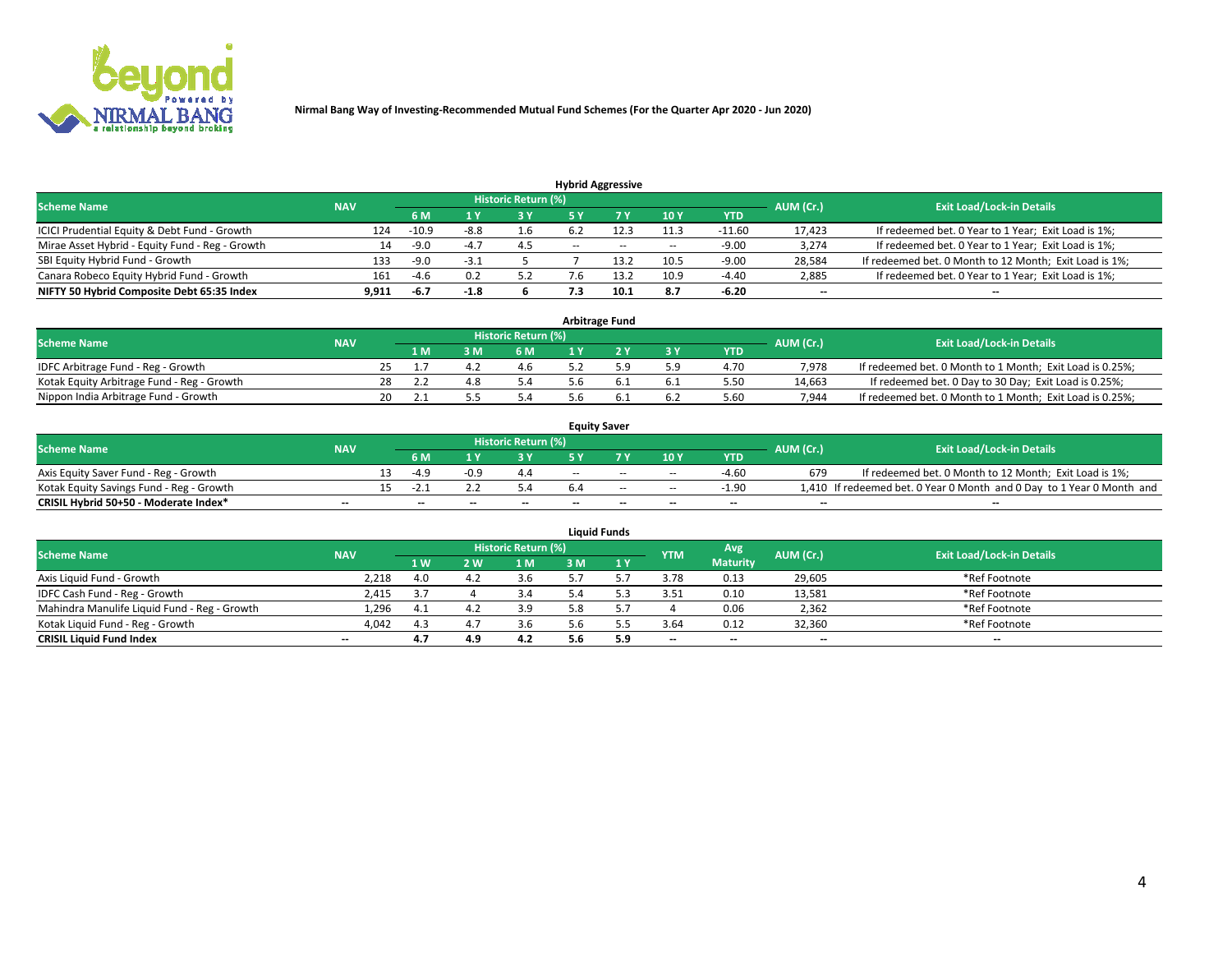**Nirmal Bang Way of Investing-Recommended Mutual Fund Schemes (For the Quarter Apr 2020 - Jun 2020)**

## Hybrid Aggressive

| Scheme Name | NAV | Historic Return (%) | | | | | | | AUM (Cr.) | Exit Load/Lock-in Details |
|---|---|---|---|---|---|---|---|---|---|---|
| | | 6 M | 1 Y | 3 Y | 5 Y | 7 Y | 10 Y | YTD | | |
| ICICI Prudential Equity & Debt Fund - Growth | 124 | -10.9 | -8.8 | 1.6 | 6.2 | 12.3 | 11.3 | -11.60 | 17,423 | If redeemed bet. 0 Year to 1 Year; Exit Load is 1%; |
| Mirae Asset Hybrid - Equity Fund - Reg - Growth | 14 | -9.0 | -4.7 | 4.5 | -- | -- | -- | -9.00 | 3,274 | If redeemed bet. 0 Year to 1 Year; Exit Load is 1%; |
| SBI Equity Hybrid Fund - Growth | 133 | -9.0 | -3.1 | 5 | 7 | 13.2 | 10.5 | -9.00 | 28,584 | If redeemed bet. 0 Month to 12 Month; Exit Load is 1%; |
| Canara Robeco Equity Hybrid Fund - Growth | 161 | -4.6 | 0.2 | 5.2 | 7.6 | 13.2 | 10.9 | -4.40 | 2,885 | If redeemed bet. 0 Year to 1 Year; Exit Load is 1%; |
| **NIFTY 50 Hybrid Composite Debt 65:35 Index** | **9,911** | **-6.7** | **-1.8** | **6** | **7.3** | **10.1** | **8.7** | **-6.20** | **--** | **--** |

## Arbitrage Fund

| Scheme Name | NAV | Historic Return (%) | | | | | | | AUM (Cr.) | Exit Load/Lock-in Details |
|---|---|---|---|---|---|---|---|---|---|---|
| | | 1 M | 3 M | 6 M | 1 Y | 2 Y | 3 Y | YTD | | |
| IDFC Arbitrage Fund - Reg - Growth | 25 | 1.7 | 4.2 | 4.6 | 5.2 | 5.9 | 5.9 | 4.70 | 7,978 | If redeemed bet. 0 Month to 1 Month; Exit Load is 0.25%; |
| Kotak Equity Arbitrage Fund - Reg - Growth | 28 | 2.2 | 4.8 | 5.4 | 5.6 | 6.1 | 6.1 | 5.50 | 14,663 | If redeemed bet. 0 Day to 30 Day; Exit Load is 0.25%; |
| Nippon India Arbitrage Fund - Growth | 20 | 2.1 | 5.5 | 5.4 | 5.6 | 6.1 | 6.2 | 5.60 | 7,944 | If redeemed bet. 0 Month to 1 Month; Exit Load is 0.25%; |

## Equity Saver

| Scheme Name | NAV | Historic Return (%) | | | | | | | AUM (Cr.) | Exit Load/Lock-in Details |
|---|---|---|---|---|---|---|---|---|---|---|
| | | 6 M | 1 Y | 3 Y | 5 Y | 7 Y | 10 Y | YTD | | |
| Axis Equity Saver Fund - Reg - Growth | 13 | -4.9 | -0.9 | 4.4 | -- | -- | -- | -4.60 | 679 | If redeemed bet. 0 Month to 12 Month; Exit Load is 1%; |
| Kotak Equity Savings Fund - Reg - Growth | 15 | -2.1 | 2.2 | 5.4 | 6.4 | -- | -- | -1.90 | 1,410 | If redeemed bet. 0 Year 0 Month and 0 Day to 1 Year 0 Month and |
| **CRISIL Hybrid 50+50 - Moderate Index*** | **--** | **--** | **--** | **--** | **--** | **--** | **--** | **--** | **--** | **--** |

## Liquid Funds

| Scheme Name | NAV | Historic Return (%) | | | | | YTM | Avg Maturity | AUM (Cr.) | Exit Load/Lock-in Details |
|---|---|---|---|---|---|---|---|---|---|---|
| | | 1 W | 2 W | 1 M | 3 M | 1 Y | | | | |
| Axis Liquid Fund - Growth | 2,218 | 4.0 | 4.2 | 3.6 | 5.7 | 5.7 | 3.78 | 0.13 | 29,605 | *Ref Footnote |
| IDFC Cash Fund - Reg - Growth | 2,415 | 3.7 | 4 | 3.4 | 5.4 | 5.3 | 3.51 | 0.10 | 13,581 | *Ref Footnote |
| Mahindra Manulife Liquid Fund - Reg - Growth | 1,296 | 4.1 | 4.2 | 3.9 | 5.8 | 5.7 | 4 | 0.06 | 2,362 | *Ref Footnote |
| Kotak Liquid Fund - Reg - Growth | 4,042 | 4.3 | 4.7 | 3.6 | 5.6 | 5.5 | 3.64 | 0.12 | 32,360 | *Ref Footnote |
| **CRISIL Liquid Fund Index** | **--** | **4.7** | **4.9** | **4.2** | **5.6** | **5.9** | **--** | **--** | **--** | **--** |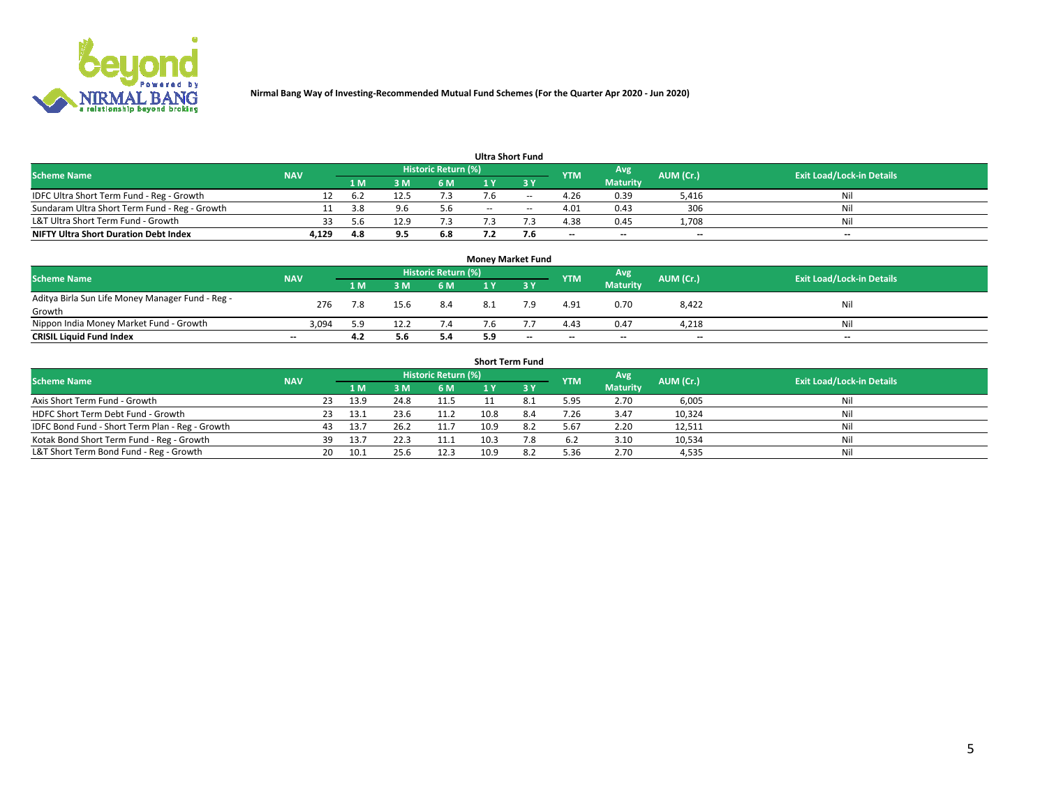# Nirmal Bang Way of Investing-Recommended Mutual Fund Schemes (For the Quarter Apr 2020 - Jun 2020)

## Ultra Short Fund

| Scheme Name | NAV | Historic Return (%) | | | | | YTM | Avg Maturity | AUM (Cr.) | Exit Load/Lock-in Details |
|---|---|---|---|---|---|---|---|---|---|---|
| | | 1 M | 3 M | 6 M | 1 Y | 3 Y | | | | |
| IDFC Ultra Short Term Fund - Reg - Growth | 12 | 6.2 | 12.5 | 7.3 | 7.6 | -- | 4.26 | 0.39 | 5,416 | Nil |
| Sundaram Ultra Short Term Fund - Reg - Growth | 11 | 3.8 | 9.6 | 5.6 | -- | -- | 4.01 | 0.43 | 306 | Nil |
| L&T Ultra Short Term Fund - Growth | 33 | 5.6 | 12.9 | 7.3 | 7.3 | 7.3 | 4.38 | 0.45 | 1,708 | Nil |
| **NIFTY Ultra Short Duration Debt Index** | **4,129** | **4.8** | **9.5** | **6.8** | **7.2** | **7.6** | **--** | **--** | **--** | **--** |

## Money Market Fund

| Scheme Name | NAV | Historic Return (%) | | | | | YTM | Avg Maturity | AUM (Cr.) | Exit Load/Lock-in Details |
|---|---|---|---|---|---|---|---|---|---|---|
| | | 1 M | 3 M | 6 M | 1 Y | 3 Y | | | | |
| Aditya Birla Sun Life Money Manager Fund - Reg - Growth | 276 | 7.8 | 15.6 | 8.4 | 8.1 | 7.9 | 4.91 | 0.70 | 8,422 | Nil |
| Nippon India Money Market Fund - Growth | 3,094 | 5.9 | 12.2 | 7.4 | 7.6 | 7.7 | 4.43 | 0.47 | 4,218 | Nil |
| **CRISIL Liquid Fund Index** | **--** | **4.2** | **5.6** | **5.4** | **5.9** | **--** | **--** | **--** | **--** | **--** |

## Short Term Fund

| Scheme Name | NAV | Historic Return (%) | | | | | YTM | Avg Maturity | AUM (Cr.) | Exit Load/Lock-in Details |
|---|---|---|---|---|---|---|---|---|---|---|
| | | 1 M | 3 M | 6 M | 1 Y | 3 Y | | | | |
| Axis Short Term Fund - Growth | 23 | 13.9 | 24.8 | 11.5 | 11 | 8.1 | 5.95 | 2.70 | 6,005 | Nil |
| HDFC Short Term Debt Fund - Growth | 23 | 13.1 | 23.6 | 11.2 | 10.8 | 8.4 | 7.26 | 3.47 | 10,324 | Nil |
| IDFC Bond Fund - Short Term Plan - Reg - Growth | 43 | 13.7 | 26.2 | 11.7 | 10.9 | 8.2 | 5.67 | 2.20 | 12,511 | Nil |
| Kotak Bond Short Term Fund - Reg - Growth | 39 | 13.7 | 22.3 | 11.1 | 10.3 | 7.8 | 6.2 | 3.10 | 10,534 | Nil |
| L&T Short Term Bond Fund - Reg - Growth | 20 | 10.1 | 25.6 | 12.3 | 10.9 | 8.2 | 5.36 | 2.70 | 4,535 | Nil |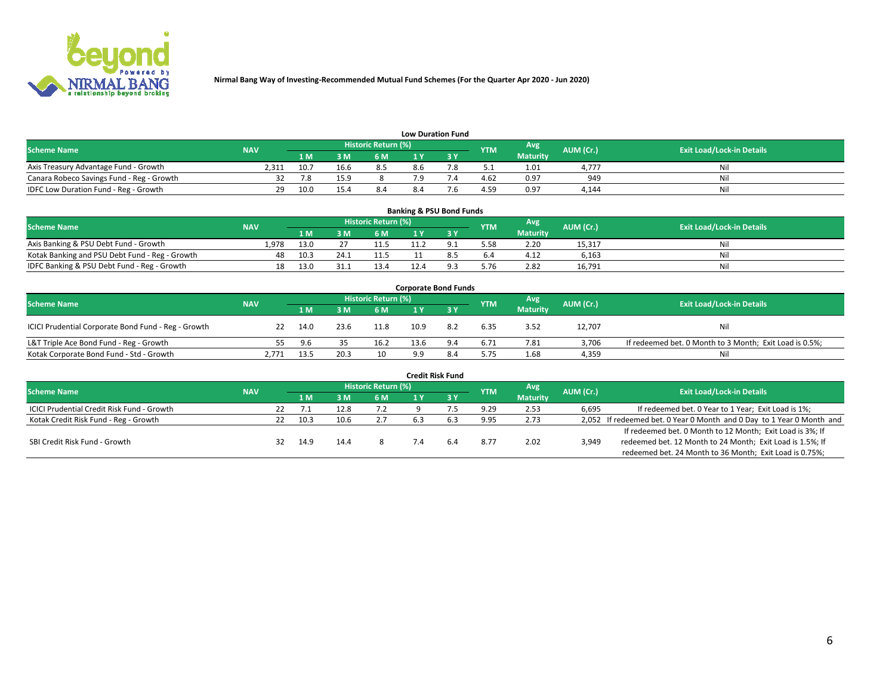**Nirmal Bang Way of Investing-Recommended Mutual Fund Schemes (For the Quarter Apr 2020 - Jun 2020)**

### Low Duration Fund

| Scheme Name | NAV | Historic Return (%) | | | | | YTM | Avg Maturity | AUM (Cr.) | Exit Load/Lock-in Details |
|---|---|---|---|---|---|---|---|---|---|---|
| | | 1 M | 3 M | 6 M | 1 Y | 3 Y | | | | |
| Axis Treasury Advantage Fund - Growth | 2,311 | 10.7 | 16.6 | 8.5 | 8.6 | 7.8 | 5.1 | 1.01 | 4,777 | Nil |
| Canara Robeco Savings Fund - Reg - Growth | 32 | 7.8 | 15.9 | 8 | 7.9 | 7.4 | 4.62 | 0.97 | 949 | Nil |
| IDFC Low Duration Fund - Reg - Growth | 29 | 10.0 | 15.4 | 8.4 | 8.4 | 7.6 | 4.59 | 0.97 | 4,144 | Nil |

### Banking & PSU Bond Funds

| Scheme Name | NAV | Historic Return (%) | | | | | YTM | Avg Maturity | AUM (Cr.) | Exit Load/Lock-in Details |
|---|---|---|---|---|---|---|---|---|---|---|
| | | 1 M | 3 M | 6 M | 1 Y | 3 Y | | | | |
| Axis Banking & PSU Debt Fund - Growth | 1,978 | 13.0 | 27 | 11.5 | 11.2 | 9.1 | 5.58 | 2.20 | 15,317 | Nil |
| Kotak Banking and PSU Debt Fund - Reg - Growth | 48 | 10.3 | 24.1 | 11.5 | 11 | 8.5 | 6.4 | 4.12 | 6,163 | Nil |
| IDFC Banking & PSU Debt Fund - Reg - Growth | 18 | 13.0 | 31.1 | 13.4 | 12.4 | 9.3 | 5.76 | 2.82 | 16,791 | Nil |

### Corporate Bond Funds

| Scheme Name | NAV | Historic Return (%) | | | | | YTM | Avg Maturity | AUM (Cr.) | Exit Load/Lock-in Details |
|---|---|---|---|---|---|---|---|---|---|---|
| | | 1 M | 3 M | 6 M | 1 Y | 3 Y | | | | |
| ICICI Prudential Corporate Bond Fund - Reg - Growth | 22 | 14.0 | 23.6 | 11.8 | 10.9 | 8.2 | 6.35 | 3.52 | 12,707 | Nil |
| L&T Triple Ace Bond Fund - Reg - Growth | 55 | 9.6 | 35 | 16.2 | 13.6 | 9.4 | 6.71 | 7.81 | 3,706 | If redeemed bet. 0 Month to 3 Month; Exit Load is 0.5%; |
| Kotak Corporate Bond Fund - Std - Growth | 2,771 | 13.5 | 20.3 | 10 | 9.9 | 8.4 | 5.75 | 1.68 | 4,359 | Nil |

### Credit Risk Fund

| Scheme Name | NAV | Historic Return (%) | | | | | YTM | Avg Maturity | AUM (Cr.) | Exit Load/Lock-in Details |
|---|---|---|---|---|---|---|---|---|---|---|
| | | 1 M | 3 M | 6 M | 1 Y | 3 Y | | | | |
| ICICI Prudential Credit Risk Fund - Growth | 22 | 7.1 | 12.8 | 7.2 | 9 | 7.5 | 9.29 | 2.53 | 6,695 | If redeemed bet. 0 Year to 1 Year; Exit Load is 1%; |
| Kotak Credit Risk Fund - Reg - Growth | 22 | 10.3 | 10.6 | 2.7 | 6.3 | 6.3 | 9.95 | 2.73 | 2,052 | If redeemed bet. 0 Year 0 Month and 0 Day to 1 Year 0 Month and |
| SBI Credit Risk Fund - Growth | 32 | 14.9 | 14.4 | 8 | 7.4 | 6.4 | 8.77 | 2.02 | 3,949 | If redeemed bet. 0 Month to 12 Month; Exit Load is 3%; If redeemed bet. 12 Month to 24 Month; Exit Load is 1.5%; If redeemed bet. 24 Month to 36 Month; Exit Load is 0.75%; |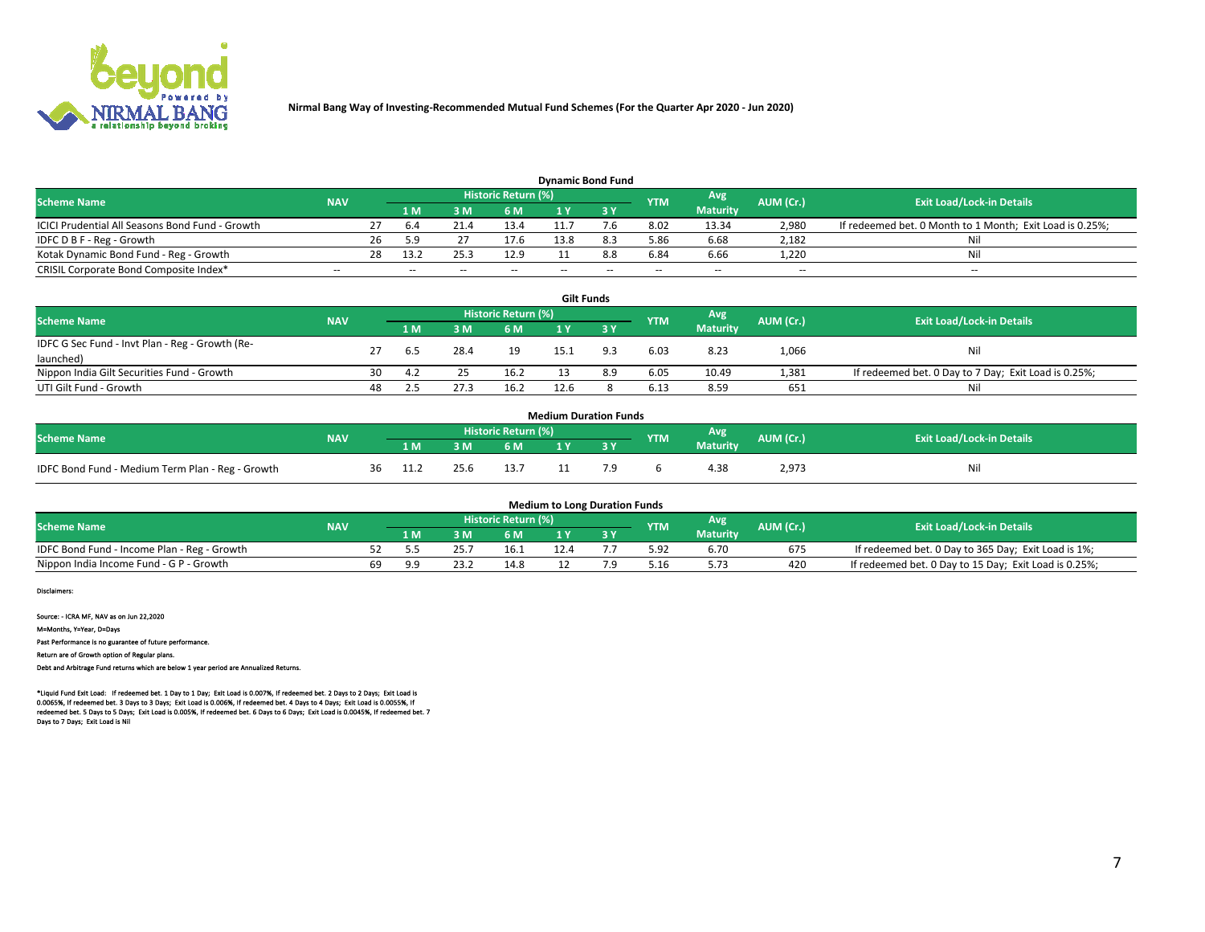Nirmal Bang Way of Investing-Recommended Mutual Fund Schemes (For the Quarter Apr 2020 - Jun 2020)

### Dynamic Bond Fund

| Scheme Name | NAV | Historic Return (%) | | | | | YTM | Avg Maturity | AUM (Cr.) | Exit Load/Lock-in Details |
|---|---|---|---|---|---|---|---|---|---|---|
| | | 1 M | 3 M | 6 M | 1 Y | 3 Y | | | | |
| ICICI Prudential All Seasons Bond Fund - Growth | 27 | 6.4 | 21.4 | 13.4 | 11.7 | 7.6 | 8.02 | 13.34 | 2,980 | If redeemed bet. 0 Month to 1 Month; Exit Load is 0.25%; |
| IDFC D B F - Reg - Growth | 26 | 5.9 | 27 | 17.6 | 13.8 | 8.3 | 5.86 | 6.68 | 2,182 | Nil |
| Kotak Dynamic Bond Fund - Reg - Growth | 28 | 13.2 | 25.3 | 12.9 | 11 | 8.8 | 6.84 | 6.66 | 1,220 | Nil |
| CRISIL Corporate Bond Composite Index* | -- | -- | -- | -- | -- | -- | -- | -- | -- | -- |

### Gilt Funds

| Scheme Name | NAV | Historic Return (%) | | | | | YTM | Avg Maturity | AUM (Cr.) | Exit Load/Lock-in Details |
|---|---|---|---|---|---|---|---|---|---|---|
| | | 1 M | 3 M | 6 M | 1 Y | 3 Y | | | | |
| IDFC G Sec Fund - Invt Plan - Reg - Growth (Re-launched) | 27 | 6.5 | 28.4 | 19 | 15.1 | 9.3 | 6.03 | 8.23 | 1,066 | Nil |
| Nippon India Gilt Securities Fund - Growth | 30 | 4.2 | 25 | 16.2 | 13 | 8.9 | 6.05 | 10.49 | 1,381 | If redeemed bet. 0 Day to 7 Day; Exit Load is 0.25%; |
| UTI Gilt Fund - Growth | 48 | 2.5 | 27.3 | 16.2 | 12.6 | 8 | 6.13 | 8.59 | 651 | Nil |

### Medium Duration Funds

| Scheme Name | NAV | Historic Return (%) | | | | | YTM | Avg Maturity | AUM (Cr.) | Exit Load/Lock-in Details |
|---|---|---|---|---|---|---|---|---|---|---|
| | | 1 M | 3 M | 6 M | 1 Y | 3 Y | | | | |
| IDFC Bond Fund - Medium Term Plan - Reg - Growth | 36 | 11.2 | 25.6 | 13.7 | 11 | 7.9 | 6 | 4.38 | 2,973 | Nil |

### Medium to Long Duration Funds

| Scheme Name | NAV | Historic Return (%) | | | | | YTM | Avg Maturity | AUM (Cr.) | Exit Load/Lock-in Details |
|---|---|---|---|---|---|---|---|---|---|---|
| | | 1 M | 3 M | 6 M | 1 Y | 3 Y | | | | |
| IDFC Bond Fund - Income Plan - Reg - Growth | 52 | 5.5 | 25.7 | 16.1 | 12.4 | 7.7 | 5.92 | 6.70 | 675 | If redeemed bet. 0 Day to 365 Day; Exit Load is 1%; |
| Nippon India Income Fund - G P - Growth | 69 | 9.9 | 23.2 | 14.8 | 12 | 7.9 | 5.16 | 5.73 | 420 | If redeemed bet. 0 Day to 15 Day; Exit Load is 0.25%; |

Disclaimers:

Source: - ICRA MF, NAV as on Jun 22,2020

M=Months, Y=Year, D=Days

Past Performance is no guarantee of future performance.

Return are of Growth option of Regular plans.

Debt and Arbitrage Fund returns which are below 1 year period are Annualized Returns.

*Liquid Fund Exit Load: If redeemed bet. 1 Day to 1 Day; Exit Load is 0.007%, If redeemed bet. 2 Days to 2 Days; Exit Load is 0.0065%, If redeemed bet. 3 Days to 3 Days; Exit Load is 0.006%, If redeemed bet. 4 Days to 4 Days; Exit Load is 0.0055%, If redeemed bet. 5 Days to 5 Days; Exit Load is 0.005%, If redeemed bet. 6 Days to 6 Days; Exit Load is 0.0045%, If redeemed bet. 7 Days to 7 Days; Exit Load is Nil